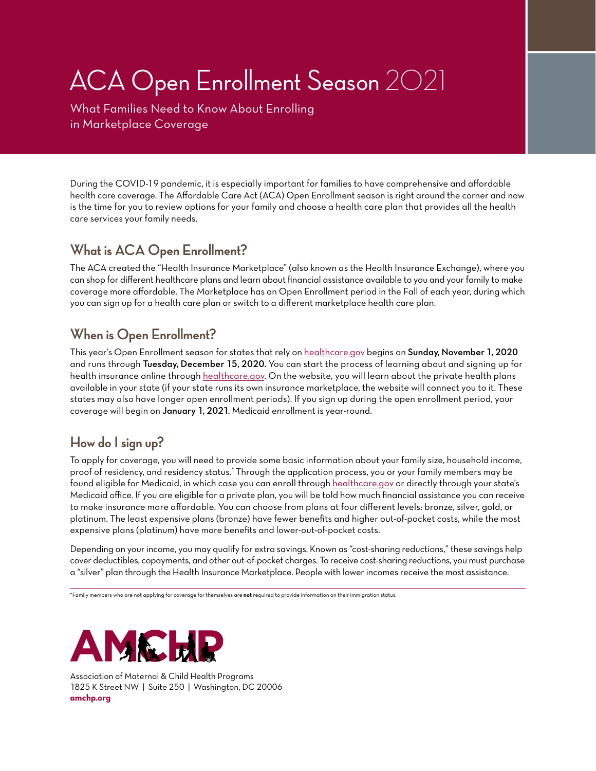# ACA Open Enrollment Season 2021

What Families Need to Know About Enrolling in Marketplace Coverage

During the COVID-19 pandemic, it is especially important for families to have comprehensive and affordable health care coverage. The Affordable Care Act (ACA) Open Enrollment season is right around the corner and now is the time for you to review options for your family and choose a health care plan that provides all the health care services your family needs.

## What is ACA Open Enrollment?

The ACA created the "Health Insurance Marketplace" (also known as the Health Insurance Exchange), where you can shop for different healthcare plans and learn about financial assistance available to you and your family to make coverage more affordable. The Marketplace has an Open Enrollment period in the Fall of each year, during which you can sign up for a health care plan or switch to a different marketplace health care plan.

## When is Open Enrollment?

This year's Open Enrollment season for states that rely on healthcare.gov begins on **Sunday, November 1, 2020** and runs through **Tuesday, December 15, 2020.** You can start the process of learning about and signing up for health insurance online through healthcare.gov. On the website, you will learn about the private health plans available in your state (if your state runs its own insurance marketplace, the website will connect you to it. These states may also have longer open enrollment periods). If you sign up during the open enrollment period, your coverage will begin on **January 1, 2021.** Medicaid enrollment is year-round.

## How do I sign up?

To apply for coverage, you will need to provide some basic information about your family size, household income, proof of residency, and residency status.* Through the application process, you or your family members may be found eligible for Medicaid, in which case you can enroll through healthcare.gov or directly through your state's Medicaid office. If you are eligible for a private plan, you will be told how much financial assistance you can receive to make insurance more affordable. You can choose from plans at four different levels: bronze, silver, gold, or platinum. The least expensive plans (bronze) have fewer benefits and higher out-of-pocket costs, while the most expensive plans (platinum) have more benefits and lower-out-of-pocket costs.

Depending on your income, you may qualify for extra savings. Known as "cost-sharing reductions," these savings help cover deductibles, copayments, and other out-of-pocket charges. To receive cost-sharing reductions, you must purchase a "silver" plan through the Health Insurance Marketplace. People with lower incomes receive the most assistance.

*Family members who are not applying for coverage for themselves are **not** required to provide information on their immigration status.

AMCHP

Association of Maternal & Child Health Programs
1825 K Street NW | Suite 250 | Washington, DC 20006
**amchp.org**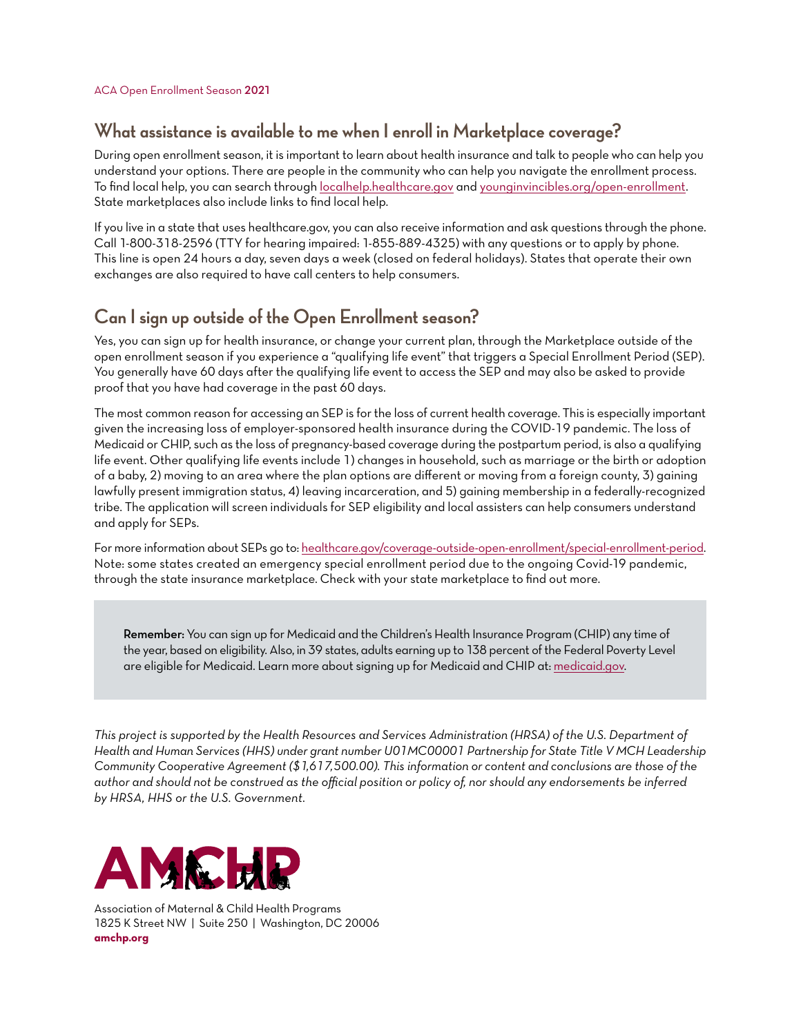## What assistance is available to me when I enroll in Marketplace coverage?

During open enrollment season, it is important to learn about health insurance and talk to people who can help you understand your options. There are people in the community who can help you navigate the enrollment process. To find local help, you can search through localhelp.healthcare.gov and younginvincibles.org/open-enrollment. State marketplaces also include links to find local help.

If you live in a state that uses healthcare.gov, you can also receive information and ask questions through the phone. Call 1-800-318-2596 (TTY for hearing impaired: 1-855-889-4325) with any questions or to apply by phone. This line is open 24 hours a day, seven days a week (closed on federal holidays). States that operate their own exchanges are also required to have call centers to help consumers.

## Can I sign up outside of the Open Enrollment season?

Yes, you can sign up for health insurance, or change your current plan, through the Marketplace outside of the open enrollment season if you experience a "qualifying life event" that triggers a Special Enrollment Period (SEP). You generally have 60 days after the qualifying life event to access the SEP and may also be asked to provide proof that you have had coverage in the past 60 days.

The most common reason for accessing an SEP is for the loss of current health coverage. This is especially important given the increasing loss of employer-sponsored health insurance during the COVID-19 pandemic. The loss of Medicaid or CHIP, such as the loss of pregnancy-based coverage during the postpartum period, is also a qualifying life event. Other qualifying life events include 1) changes in household, such as marriage or the birth or adoption of a baby, 2) moving to an area where the plan options are different or moving from a foreign county, 3) gaining lawfully present immigration status, 4) leaving incarceration, and 5) gaining membership in a federally-recognized tribe. The application will screen individuals for SEP eligibility and local assisters can help consumers understand and apply for SEPs.

For more information about SEPs go to: healthcare.gov/coverage-outside-open-enrollment/special-enrollment-period. Note: some states created an emergency special enrollment period due to the ongoing Covid-19 pandemic, through the state insurance marketplace. Check with your state marketplace to find out more.

**Remember:** You can sign up for Medicaid and the Children's Health Insurance Program (CHIP) any time of the year, based on eligibility. Also, in 39 states, adults earning up to 138 percent of the Federal Poverty Level are eligible for Medicaid. Learn more about signing up for Medicaid and CHIP at: medicaid.gov.

*This project is supported by the Health Resources and Services Administration (HRSA) of the U.S. Department of Health and Human Services (HHS) under grant number U01MC00001 Partnership for State Title V MCH Leadership Community Cooperative Agreement ($1,617,500.00). This information or content and conclusions are those of the author and should not be construed as the official position or policy of, nor should any endorsements be inferred by HRSA, HHS or the U.S. Government.*

AMCHP

Association of Maternal & Child Health Programs
1825 K Street NW | Suite 250 | Washington, DC 20006
**amchp.org**